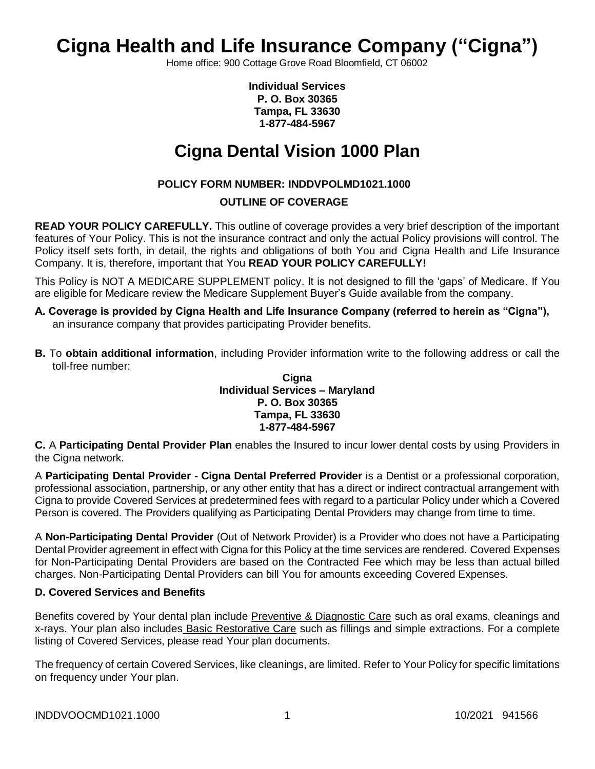# Cigna Health and Life Insurance Company ("Cigna")

Home office: 900 Cottage Grove Road Bloomfield, CT 06002

**Individual Services**
**P. O. Box 30365**
**Tampa, FL 33630**
**1-877-484-5967**

# Cigna Dental Vision 1000 Plan

**POLICY FORM NUMBER: INDDVPOLMD1021.1000**

**OUTLINE OF COVERAGE**

**READ YOUR POLICY CAREFULLY.** This outline of coverage provides a very brief description of the important features of Your Policy. This is not the insurance contract and only the actual Policy provisions will control. The Policy itself sets forth, in detail, the rights and obligations of both You and Cigna Health and Life Insurance Company. It is, therefore, important that You **READ YOUR POLICY CAREFULLY!**

This Policy is NOT A MEDICARE SUPPLEMENT policy. It is not designed to fill the 'gaps' of Medicare. If You are eligible for Medicare review the Medicare Supplement Buyer's Guide available from the company.

**A. Coverage is provided by Cigna Health and Life Insurance Company (referred to herein as "Cigna"),** an insurance company that provides participating Provider benefits.

**B.** To **obtain additional information**, including Provider information write to the following address or call the toll-free number:

**Cigna**
**Individual Services – Maryland**
**P. O. Box 30365**
**Tampa, FL 33630**
**1-877-484-5967**

**C.** A **Participating Dental Provider Plan** enables the Insured to incur lower dental costs by using Providers in the Cigna network.

A **Participating Dental Provider - Cigna Dental Preferred Provider** is a Dentist or a professional corporation, professional association, partnership, or any other entity that has a direct or indirect contractual arrangement with Cigna to provide Covered Services at predetermined fees with regard to a particular Policy under which a Covered Person is covered. The Providers qualifying as Participating Dental Providers may change from time to time.

A **Non-Participating Dental Provider** (Out of Network Provider) is a Provider who does not have a Participating Dental Provider agreement in effect with Cigna for this Policy at the time services are rendered. Covered Expenses for Non-Participating Dental Providers are based on the Contracted Fee which may be less than actual billed charges. Non-Participating Dental Providers can bill You for amounts exceeding Covered Expenses.

**D. Covered Services and Benefits**

Benefits covered by Your dental plan include Preventive & Diagnostic Care such as oral exams, cleanings and x-rays. Your plan also includes Basic Restorative Care such as fillings and simple extractions. For a complete listing of Covered Services, please read Your plan documents.

The frequency of certain Covered Services, like cleanings, are limited. Refer to Your Policy for specific limitations on frequency under Your plan.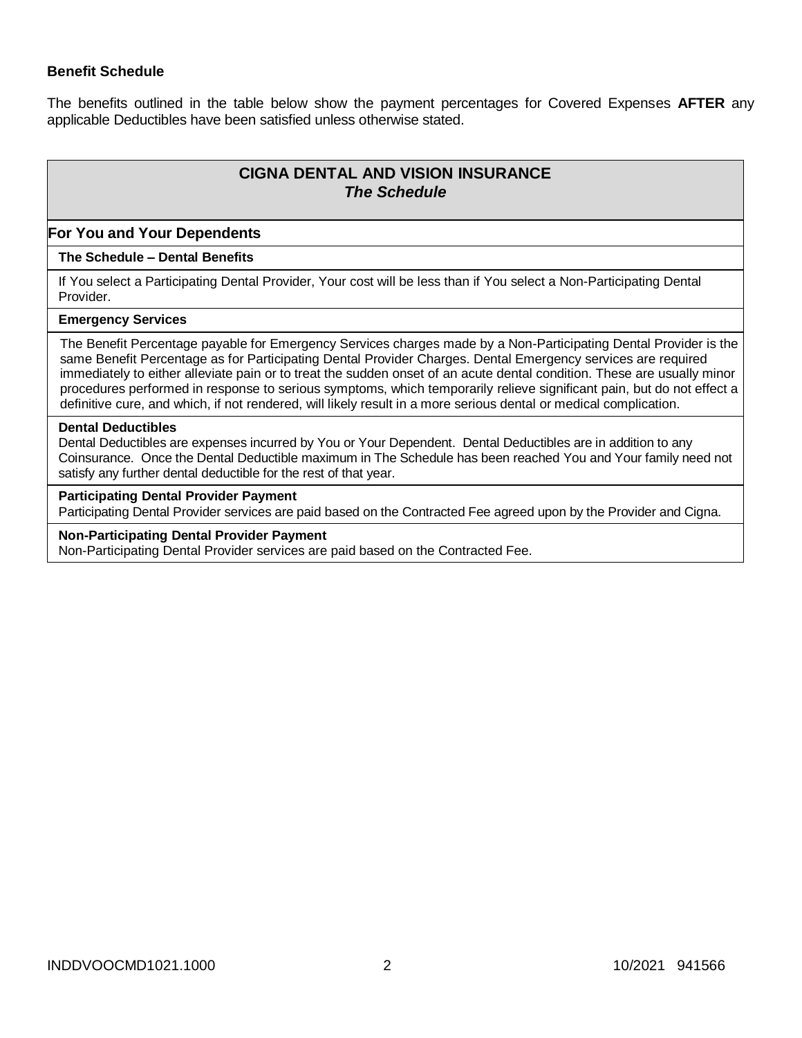### Benefit Schedule

The benefits outlined in the table below show the payment percentages for Covered Expenses **AFTER** any applicable Deductibles have been satisfied unless otherwise stated.

## CIGNA DENTAL AND VISION INSURANCE
### *The Schedule*

### For You and Your Dependents

**The Schedule – Dental Benefits**

If You select a Participating Dental Provider, Your cost will be less than if You select a Non-Participating Dental Provider.

**Emergency Services**

The Benefit Percentage payable for Emergency Services charges made by a Non-Participating Dental Provider is the same Benefit Percentage as for Participating Dental Provider Charges. Dental Emergency services are required immediately to either alleviate pain or to treat the sudden onset of an acute dental condition. These are usually minor procedures performed in response to serious symptoms, which temporarily relieve significant pain, but do not effect a definitive cure, and which, if not rendered, will likely result in a more serious dental or medical complication.

**Dental Deductibles**

Dental Deductibles are expenses incurred by You or Your Dependent. Dental Deductibles are in addition to any Coinsurance. Once the Dental Deductible maximum in The Schedule has been reached You and Your family need not satisfy any further dental deductible for the rest of that year.

**Participating Dental Provider Payment**

Participating Dental Provider services are paid based on the Contracted Fee agreed upon by the Provider and Cigna.

**Non-Participating Dental Provider Payment**

Non-Participating Dental Provider services are paid based on the Contracted Fee.

INDDVOOCMD1021.1000 10/2021 941566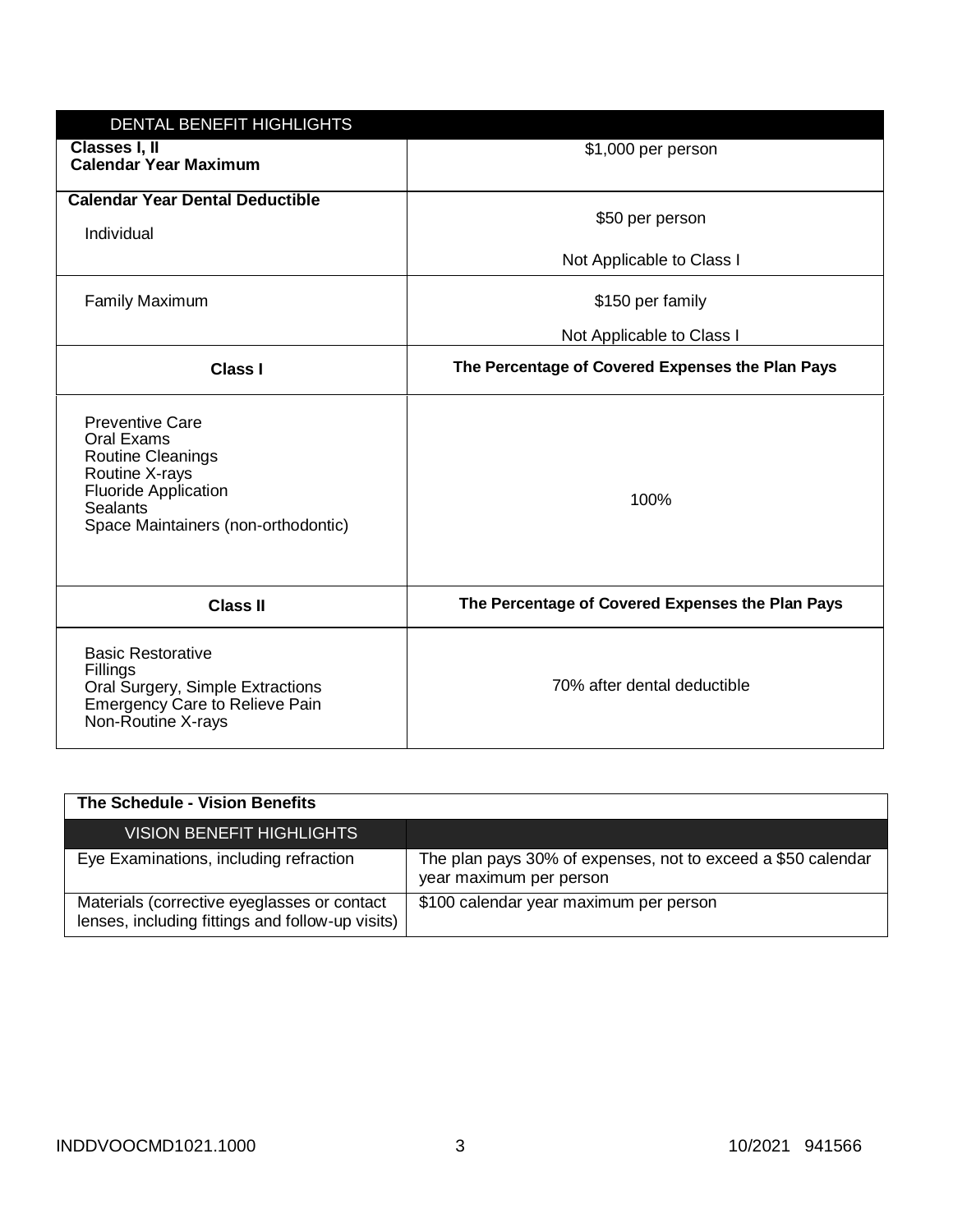| DENTAL BENEFIT HIGHLIGHTS | |
|---|---|
| **Classes I, II**<br>**Calendar Year Maximum** | $1,000 per person |
| **Calendar Year Dental Deductible**<br>Individual | $50 per person<br>Not Applicable to Class I |
| Family Maximum | $150 per family<br>Not Applicable to Class I |
| **Class I** | **The Percentage of Covered Expenses the Plan Pays** |
| Preventive Care<br>Oral Exams<br>Routine Cleanings<br>Routine X-rays<br>Fluoride Application<br>Sealants<br>Space Maintainers (non-orthodontic) | 100% |
| **Class II** | **The Percentage of Covered Expenses the Plan Pays** |
| Basic Restorative<br>Fillings<br>Oral Surgery, Simple Extractions<br>Emergency Care to Relieve Pain<br>Non-Routine X-rays | 70% after dental deductible |

**The Schedule - Vision Benefits**

| VISION BENEFIT HIGHLIGHTS | |
|---|---|
| Eye Examinations, including refraction | The plan pays 30% of expenses, not to exceed a $50 calendar year maximum per person |
| Materials (corrective eyeglasses or contact lenses, including fittings and follow-up visits) | $100 calendar year maximum per person |

INDDVOOCMD1021.1000 10/2021 941566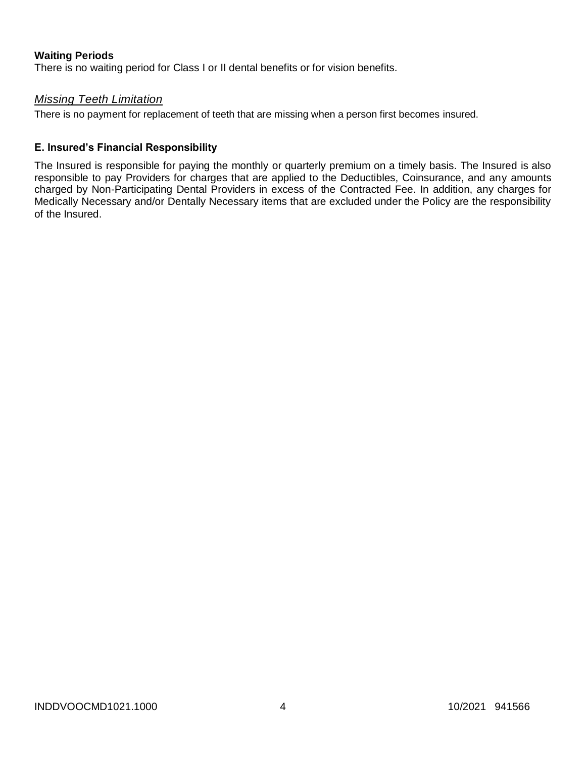**Waiting Periods**
There is no waiting period for Class I or II dental benefits or for vision benefits.

*Missing Teeth Limitation*

There is no payment for replacement of teeth that are missing when a person first becomes insured.

**E. Insured's Financial Responsibility**

The Insured is responsible for paying the monthly or quarterly premium on a timely basis. The Insured is also responsible to pay Providers for charges that are applied to the Deductibles, Coinsurance, and any amounts charged by Non-Participating Dental Providers in excess of the Contracted Fee. In addition, any charges for Medically Necessary and/or Dentally Necessary items that are excluded under the Policy are the responsibility of the Insured.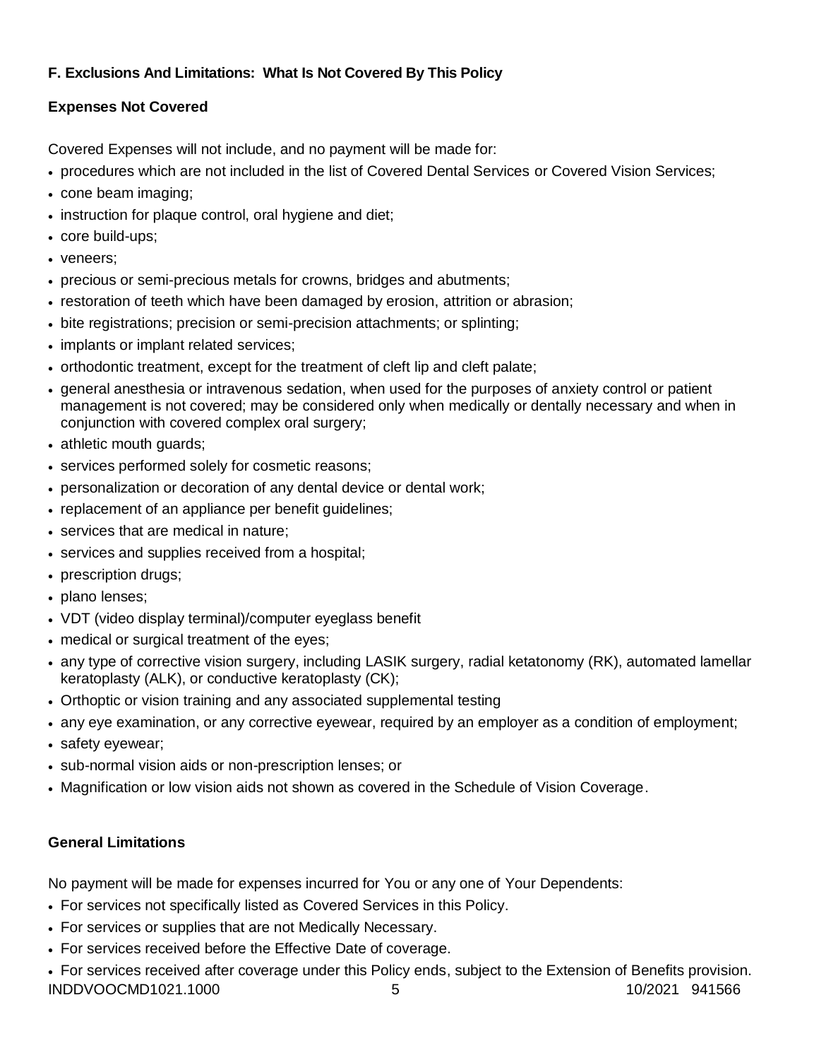### F. Exclusions And Limitations: What Is Not Covered By This Policy

#### Expenses Not Covered

Covered Expenses will not include, and no payment will be made for:

- procedures which are not included in the list of Covered Dental Services or Covered Vision Services;
- cone beam imaging;
- instruction for plaque control, oral hygiene and diet;
- core build-ups;
- veneers;
- precious or semi-precious metals for crowns, bridges and abutments;
- restoration of teeth which have been damaged by erosion, attrition or abrasion;
- bite registrations; precision or semi-precision attachments; or splinting;
- implants or implant related services;
- orthodontic treatment, except for the treatment of cleft lip and cleft palate;
- general anesthesia or intravenous sedation, when used for the purposes of anxiety control or patient management is not covered; may be considered only when medically or dentally necessary and when in conjunction with covered complex oral surgery;
- athletic mouth guards;
- services performed solely for cosmetic reasons;
- personalization or decoration of any dental device or dental work;
- replacement of an appliance per benefit guidelines;
- services that are medical in nature;
- services and supplies received from a hospital;
- prescription drugs;
- plano lenses;
- VDT (video display terminal)/computer eyeglass benefit
- medical or surgical treatment of the eyes;
- any type of corrective vision surgery, including LASIK surgery, radial ketatonomy (RK), automated lamellar keratoplasty (ALK), or conductive keratoplasty (CK);
- Orthoptic or vision training and any associated supplemental testing
- any eye examination, or any corrective eyewear, required by an employer as a condition of employment;
- safety eyewear;
- sub-normal vision aids or non-prescription lenses; or
- Magnification or low vision aids not shown as covered in the Schedule of Vision Coverage.

#### General Limitations

No payment will be made for expenses incurred for You or any one of Your Dependents:

- For services not specifically listed as Covered Services in this Policy.
- For services or supplies that are not Medically Necessary.
- For services received before the Effective Date of coverage.
- For services received after coverage under this Policy ends, subject to the Extension of Benefits provision.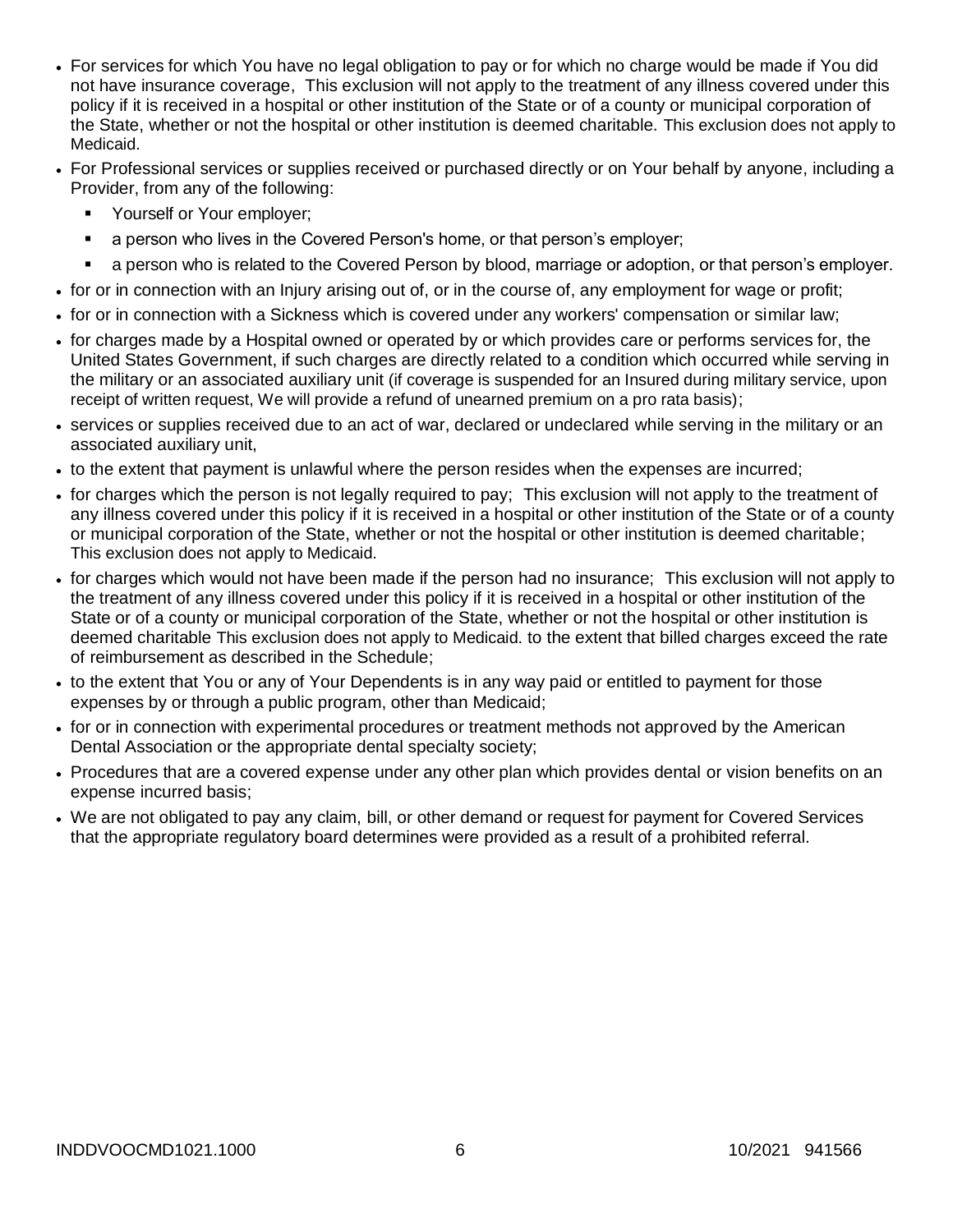- For services for which You have no legal obligation to pay or for which no charge would be made if You did not have insurance coverage, This exclusion will not apply to the treatment of any illness covered under this policy if it is received in a hospital or other institution of the State or of a county or municipal corporation of the State, whether or not the hospital or other institution is deemed charitable. This exclusion does not apply to Medicaid.
- For Professional services or supplies received or purchased directly or on Your behalf by anyone, including a Provider, from any of the following:
  - Yourself or Your employer;
  - a person who lives in the Covered Person's home, or that person's employer;
  - a person who is related to the Covered Person by blood, marriage or adoption, or that person's employer.
- for or in connection with an Injury arising out of, or in the course of, any employment for wage or profit;
- for or in connection with a Sickness which is covered under any workers' compensation or similar law;
- for charges made by a Hospital owned or operated by or which provides care or performs services for, the United States Government, if such charges are directly related to a condition which occurred while serving in the military or an associated auxiliary unit (if coverage is suspended for an Insured during military service, upon receipt of written request, We will provide a refund of unearned premium on a pro rata basis);
- services or supplies received due to an act of war, declared or undeclared while serving in the military or an associated auxiliary unit,
- to the extent that payment is unlawful where the person resides when the expenses are incurred;
- for charges which the person is not legally required to pay; This exclusion will not apply to the treatment of any illness covered under this policy if it is received in a hospital or other institution of the State or of a county or municipal corporation of the State, whether or not the hospital or other institution is deemed charitable; This exclusion does not apply to Medicaid.
- for charges which would not have been made if the person had no insurance; This exclusion will not apply to the treatment of any illness covered under this policy if it is received in a hospital or other institution of the State or of a county or municipal corporation of the State, whether or not the hospital or other institution is deemed charitable This exclusion does not apply to Medicaid. to the extent that billed charges exceed the rate of reimbursement as described in the Schedule;
- to the extent that You or any of Your Dependents is in any way paid or entitled to payment for those expenses by or through a public program, other than Medicaid;
- for or in connection with experimental procedures or treatment methods not approved by the American Dental Association or the appropriate dental specialty society;
- Procedures that are a covered expense under any other plan which provides dental or vision benefits on an expense incurred basis;
- We are not obligated to pay any claim, bill, or other demand or request for payment for Covered Services that the appropriate regulatory board determines were provided as a result of a prohibited referral.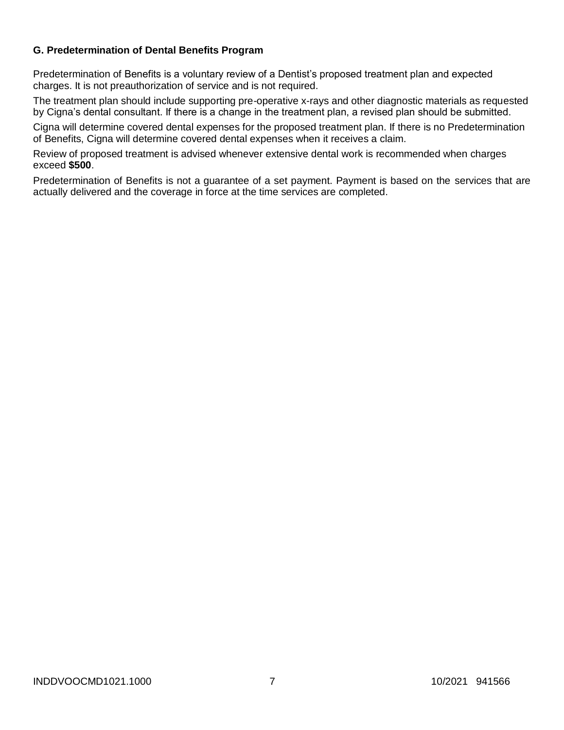### G. Predetermination of Dental Benefits Program

Predetermination of Benefits is a voluntary review of a Dentist's proposed treatment plan and expected charges. It is not preauthorization of service and is not required.

The treatment plan should include supporting pre-operative x-rays and other diagnostic materials as requested by Cigna's dental consultant. If there is a change in the treatment plan, a revised plan should be submitted.

Cigna will determine covered dental expenses for the proposed treatment plan. If there is no Predetermination of Benefits, Cigna will determine covered dental expenses when it receives a claim.

Review of proposed treatment is advised whenever extensive dental work is recommended when charges exceed **$500**.

Predetermination of Benefits is not a guarantee of a set payment. Payment is based on the services that are actually delivered and the coverage in force at the time services are completed.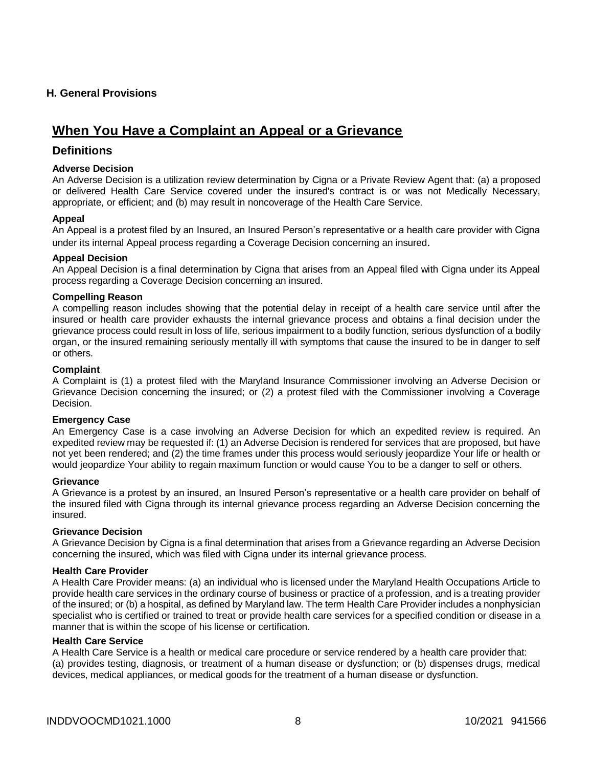### H. General Provisions

## When You Have a Complaint an Appeal or a Grievance

### Definitions

**Adverse Decision**

An Adverse Decision is a utilization review determination by Cigna or a Private Review Agent that: (a) a proposed or delivered Health Care Service covered under the insured's contract is or was not Medically Necessary, appropriate, or efficient; and (b) may result in noncoverage of the Health Care Service.

**Appeal**

An Appeal is a protest filed by an Insured, an Insured Person's representative or a health care provider with Cigna under its internal Appeal process regarding a Coverage Decision concerning an insured.

**Appeal Decision**

An Appeal Decision is a final determination by Cigna that arises from an Appeal filed with Cigna under its Appeal process regarding a Coverage Decision concerning an insured.

**Compelling Reason**

A compelling reason includes showing that the potential delay in receipt of a health care service until after the insured or health care provider exhausts the internal grievance process and obtains a final decision under the grievance process could result in loss of life, serious impairment to a bodily function, serious dysfunction of a bodily organ, or the insured remaining seriously mentally ill with symptoms that cause the insured to be in danger to self or others.

**Complaint**

A Complaint is (1) a protest filed with the Maryland Insurance Commissioner involving an Adverse Decision or Grievance Decision concerning the insured; or (2) a protest filed with the Commissioner involving a Coverage Decision.

**Emergency Case**

An Emergency Case is a case involving an Adverse Decision for which an expedited review is required. An expedited review may be requested if: (1) an Adverse Decision is rendered for services that are proposed, but have not yet been rendered; and (2) the time frames under this process would seriously jeopardize Your life or health or would jeopardize Your ability to regain maximum function or would cause You to be a danger to self or others.

**Grievance**

A Grievance is a protest by an insured, an Insured Person's representative or a health care provider on behalf of the insured filed with Cigna through its internal grievance process regarding an Adverse Decision concerning the insured.

**Grievance Decision**

A Grievance Decision by Cigna is a final determination that arises from a Grievance regarding an Adverse Decision concerning the insured, which was filed with Cigna under its internal grievance process.

**Health Care Provider**

A Health Care Provider means: (a) an individual who is licensed under the Maryland Health Occupations Article to provide health care services in the ordinary course of business or practice of a profession, and is a treating provider of the insured; or (b) a hospital, as defined by Maryland law. The term Health Care Provider includes a nonphysician specialist who is certified or trained to treat or provide health care services for a specified condition or disease in a manner that is within the scope of his license or certification.

**Health Care Service**

A Health Care Service is a health or medical care procedure or service rendered by a health care provider that: (a) provides testing, diagnosis, or treatment of a human disease or dysfunction; or (b) dispenses drugs, medical devices, medical appliances, or medical goods for the treatment of a human disease or dysfunction.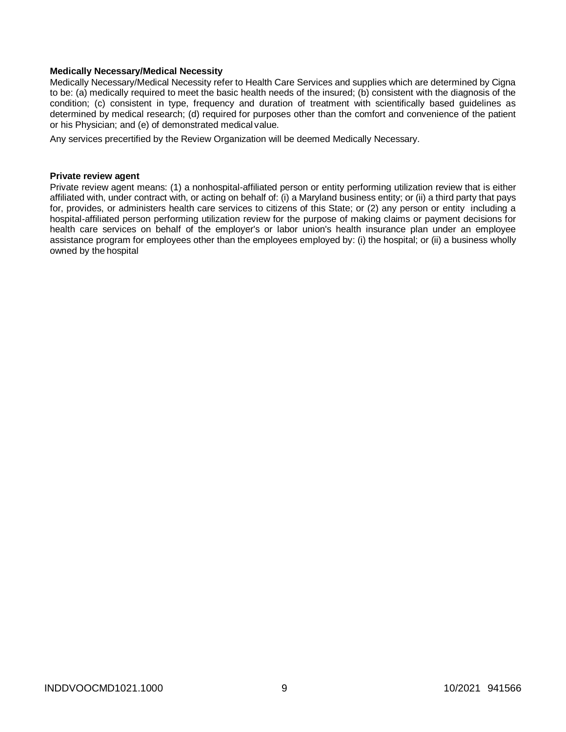**Medically Necessary/Medical Necessity**

Medically Necessary/Medical Necessity refer to Health Care Services and supplies which are determined by Cigna to be: (a) medically required to meet the basic health needs of the insured; (b) consistent with the diagnosis of the condition; (c) consistent in type, frequency and duration of treatment with scientifically based guidelines as determined by medical research; (d) required for purposes other than the comfort and convenience of the patient or his Physician; and (e) of demonstrated medical value.

Any services precertified by the Review Organization will be deemed Medically Necessary.

**Private review agent**

Private review agent means: (1) a nonhospital-affiliated person or entity performing utilization review that is either affiliated with, under contract with, or acting on behalf of: (i) a Maryland business entity; or (ii) a third party that pays for, provides, or administers health care services to citizens of this State; or (2) any person or entity including a hospital-affiliated person performing utilization review for the purpose of making claims or payment decisions for health care services on behalf of the employer's or labor union's health insurance plan under an employee assistance program for employees other than the employees employed by: (i) the hospital; or (ii) a business wholly owned by the hospital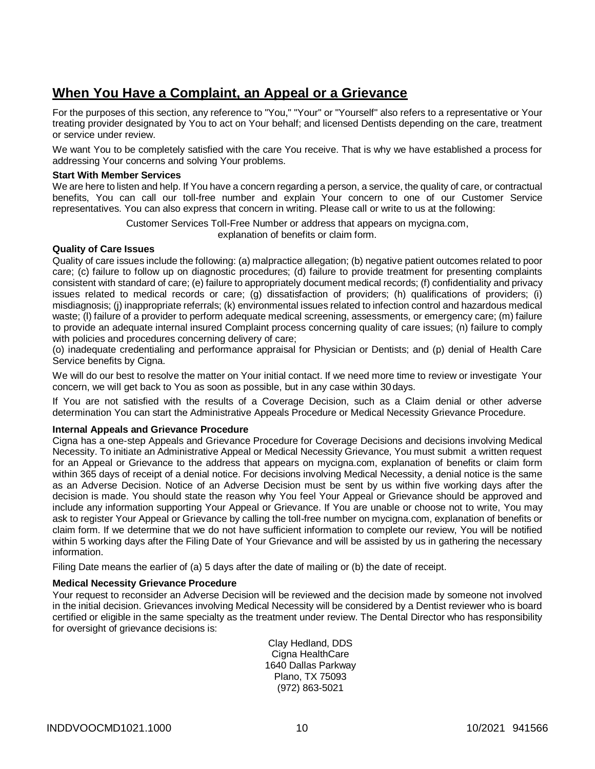## When You Have a Complaint, an Appeal or a Grievance

For the purposes of this section, any reference to "You," "Your" or "Yourself" also refers to a representative or Your treating provider designated by You to act on Your behalf; and licensed Dentists depending on the care, treatment or service under review.

We want You to be completely satisfied with the care You receive. That is why we have established a process for addressing Your concerns and solving Your problems.

**Start With Member Services**

We are here to listen and help. If You have a concern regarding a person, a service, the quality of care, or contractual benefits, You can call our toll-free number and explain Your concern to one of our Customer Service representatives. You can also express that concern in writing. Please call or write to us at the following:

Customer Services Toll-Free Number or address that appears on mycigna.com, explanation of benefits or claim form.

**Quality of Care Issues**

Quality of care issues include the following: (a) malpractice allegation; (b) negative patient outcomes related to poor care; (c) failure to follow up on diagnostic procedures; (d) failure to provide treatment for presenting complaints consistent with standard of care; (e) failure to appropriately document medical records; (f) confidentiality and privacy issues related to medical records or care; (g) dissatisfaction of providers; (h) qualifications of providers; (i) misdiagnosis; (j) inappropriate referrals; (k) environmental issues related to infection control and hazardous medical waste; (l) failure of a provider to perform adequate medical screening, assessments, or emergency care; (m) failure to provide an adequate internal insured Complaint process concerning quality of care issues; (n) failure to comply with policies and procedures concerning delivery of care;
(o) inadequate credentialing and performance appraisal for Physician or Dentists; and (p) denial of Health Care Service benefits by Cigna.

We will do our best to resolve the matter on Your initial contact. If we need more time to review or investigate Your concern, we will get back to You as soon as possible, but in any case within 30 days.

If You are not satisfied with the results of a Coverage Decision, such as a Claim denial or other adverse determination You can start the Administrative Appeals Procedure or Medical Necessity Grievance Procedure.

**Internal Appeals and Grievance Procedure**

Cigna has a one-step Appeals and Grievance Procedure for Coverage Decisions and decisions involving Medical Necessity. To initiate an Administrative Appeal or Medical Necessity Grievance, You must submit a written request for an Appeal or Grievance to the address that appears on mycigna.com, explanation of benefits or claim form within 365 days of receipt of a denial notice. For decisions involving Medical Necessity, a denial notice is the same as an Adverse Decision. Notice of an Adverse Decision must be sent by us within five working days after the decision is made. You should state the reason why You feel Your Appeal or Grievance should be approved and include any information supporting Your Appeal or Grievance. If You are unable or choose not to write, You may ask to register Your Appeal or Grievance by calling the toll-free number on mycigna.com, explanation of benefits or claim form. If we determine that we do not have sufficient information to complete our review, You will be notified within 5 working days after the Filing Date of Your Grievance and will be assisted by us in gathering the necessary information.

Filing Date means the earlier of (a) 5 days after the date of mailing or (b) the date of receipt.

**Medical Necessity Grievance Procedure**

Your request to reconsider an Adverse Decision will be reviewed and the decision made by someone not involved in the initial decision. Grievances involving Medical Necessity will be considered by a Dentist reviewer who is board certified or eligible in the same specialty as the treatment under review. The Dental Director who has responsibility for oversight of grievance decisions is:

Clay Hedland, DDS
Cigna HealthCare
1640 Dallas Parkway
Plano, TX 75093
(972) 863-5021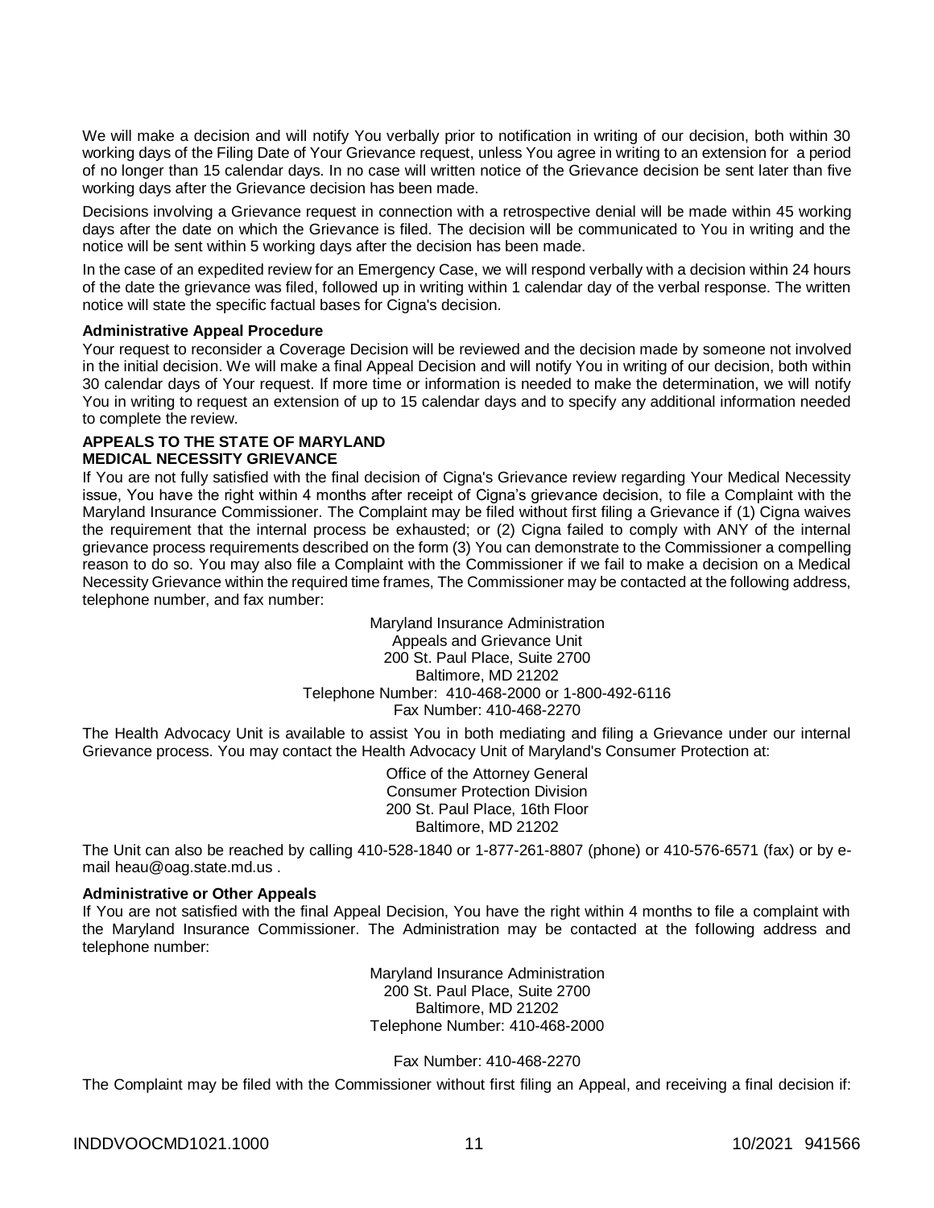We will make a decision and will notify You verbally prior to notification in writing of our decision, both within 30 working days of the Filing Date of Your Grievance request, unless You agree in writing to an extension for a period of no longer than 15 calendar days. In no case will written notice of the Grievance decision be sent later than five working days after the Grievance decision has been made.

Decisions involving a Grievance request in connection with a retrospective denial will be made within 45 working days after the date on which the Grievance is filed. The decision will be communicated to You in writing and the notice will be sent within 5 working days after the decision has been made.

In the case of an expedited review for an Emergency Case, we will respond verbally with a decision within 24 hours of the date the grievance was filed, followed up in writing within 1 calendar day of the verbal response. The written notice will state the specific factual bases for Cigna's decision.

**Administrative Appeal Procedure**

Your request to reconsider a Coverage Decision will be reviewed and the decision made by someone not involved in the initial decision. We will make a final Appeal Decision and will notify You in writing of our decision, both within 30 calendar days of Your request. If more time or information is needed to make the determination, we will notify You in writing to request an extension of up to 15 calendar days and to specify any additional information needed to complete the review.

**APPEALS TO THE STATE OF MARYLAND**

**MEDICAL NECESSITY GRIEVANCE**

If You are not fully satisfied with the final decision of Cigna's Grievance review regarding Your Medical Necessity issue, You have the right within 4 months after receipt of Cigna's grievance decision, to file a Complaint with the Maryland Insurance Commissioner. The Complaint may be filed without first filing a Grievance if (1) Cigna waives the requirement that the internal process be exhausted; or (2) Cigna failed to comply with ANY of the internal grievance process requirements described on the form (3) You can demonstrate to the Commissioner a compelling reason to do so. You may also file a Complaint with the Commissioner if we fail to make a decision on a Medical Necessity Grievance within the required time frames, The Commissioner may be contacted at the following address, telephone number, and fax number:

Maryland Insurance Administration
Appeals and Grievance Unit
200 St. Paul Place, Suite 2700
Baltimore, MD 21202
Telephone Number: 410-468-2000 or 1-800-492-6116
Fax Number: 410-468-2270

The Health Advocacy Unit is available to assist You in both mediating and filing a Grievance under our internal Grievance process. You may contact the Health Advocacy Unit of Maryland's Consumer Protection at:

Office of the Attorney General
Consumer Protection Division
200 St. Paul Place, 16th Floor
Baltimore, MD 21202

The Unit can also be reached by calling 410-528-1840 or 1-877-261-8807 (phone) or 410-576-6571 (fax) or by e-mail heau@oag.state.md.us .

**Administrative or Other Appeals**

If You are not satisfied with the final Appeal Decision, You have the right within 4 months to file a complaint with the Maryland Insurance Commissioner. The Administration may be contacted at the following address and telephone number:

Maryland Insurance Administration
200 St. Paul Place, Suite 2700
Baltimore, MD 21202
Telephone Number: 410-468-2000

Fax Number: 410-468-2270

The Complaint may be filed with the Commissioner without first filing an Appeal, and receiving a final decision if: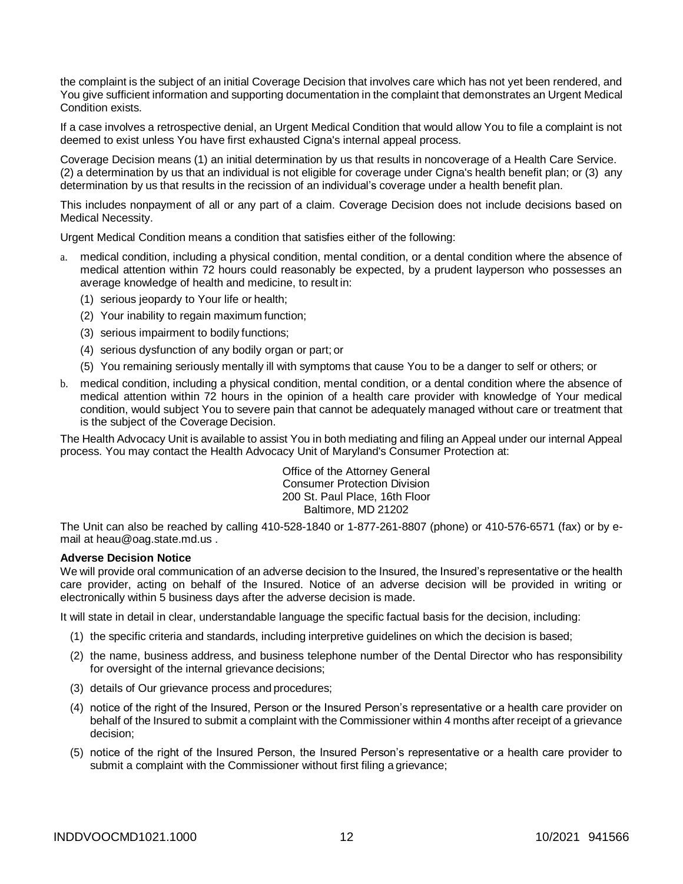the complaint is the subject of an initial Coverage Decision that involves care which has not yet been rendered, and You give sufficient information and supporting documentation in the complaint that demonstrates an Urgent Medical Condition exists.

If a case involves a retrospective denial, an Urgent Medical Condition that would allow You to file a complaint is not deemed to exist unless You have first exhausted Cigna's internal appeal process.

Coverage Decision means (1) an initial determination by us that results in noncoverage of a Health Care Service. (2) a determination by us that an individual is not eligible for coverage under Cigna's health benefit plan; or (3) any determination by us that results in the recission of an individual's coverage under a health benefit plan.

This includes nonpayment of all or any part of a claim. Coverage Decision does not include decisions based on Medical Necessity.

Urgent Medical Condition means a condition that satisfies either of the following:

a. medical condition, including a physical condition, mental condition, or a dental condition where the absence of medical attention within 72 hours could reasonably be expected, by a prudent layperson who possesses an average knowledge of health and medicine, to result in:
   (1) serious jeopardy to Your life or health;
   (2) Your inability to regain maximum function;
   (3) serious impairment to bodily functions;
   (4) serious dysfunction of any bodily organ or part; or
   (5) You remaining seriously mentally ill with symptoms that cause You to be a danger to self or others; or
b. medical condition, including a physical condition, mental condition, or a dental condition where the absence of medical attention within 72 hours in the opinion of a health care provider with knowledge of Your medical condition, would subject You to severe pain that cannot be adequately managed without care or treatment that is the subject of the Coverage Decision.

The Health Advocacy Unit is available to assist You in both mediating and filing an Appeal under our internal Appeal process. You may contact the Health Advocacy Unit of Maryland's Consumer Protection at:

Office of the Attorney General
Consumer Protection Division
200 St. Paul Place, 16th Floor
Baltimore, MD 21202

The Unit can also be reached by calling 410-528-1840 or 1-877-261-8807 (phone) or 410-576-6571 (fax) or by e-mail at heau@oag.state.md.us .

**Adverse Decision Notice**

We will provide oral communication of an adverse decision to the Insured, the Insured's representative or the health care provider, acting on behalf of the Insured. Notice of an adverse decision will be provided in writing or electronically within 5 business days after the adverse decision is made.

It will state in detail in clear, understandable language the specific factual basis for the decision, including:

(1) the specific criteria and standards, including interpretive guidelines on which the decision is based;
(2) the name, business address, and business telephone number of the Dental Director who has responsibility for oversight of the internal grievance decisions;
(3) details of Our grievance process and procedures;
(4) notice of the right of the Insured, Person or the Insured Person's representative or a health care provider on behalf of the Insured to submit a complaint with the Commissioner within 4 months after receipt of a grievance decision;
(5) notice of the right of the Insured Person, the Insured Person's representative or a health care provider to submit a complaint with the Commissioner without first filing a grievance;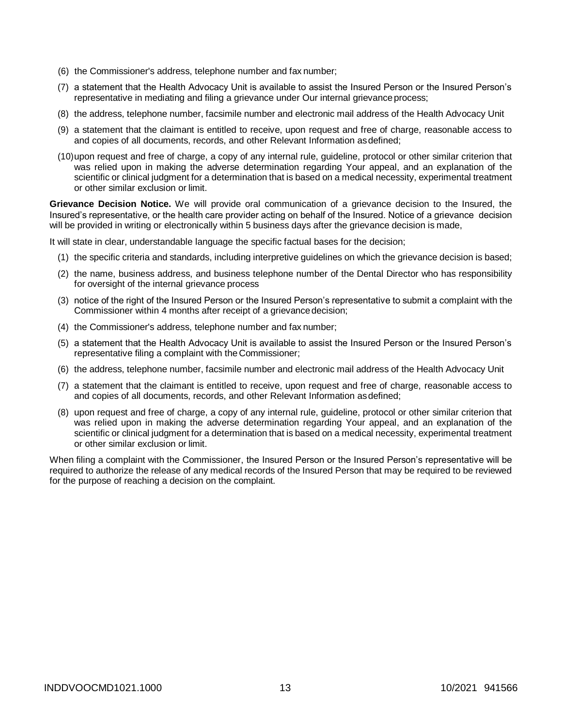(6) the Commissioner's address, telephone number and fax number;

(7) a statement that the Health Advocacy Unit is available to assist the Insured Person or the Insured Person's representative in mediating and filing a grievance under Our internal grievance process;

(8) the address, telephone number, facsimile number and electronic mail address of the Health Advocacy Unit

(9) a statement that the claimant is entitled to receive, upon request and free of charge, reasonable access to and copies of all documents, records, and other Relevant Information as defined;

(10) upon request and free of charge, a copy of any internal rule, guideline, protocol or other similar criterion that was relied upon in making the adverse determination regarding Your appeal, and an explanation of the scientific or clinical judgment for a determination that is based on a medical necessity, experimental treatment or other similar exclusion or limit.

**Grievance Decision Notice.** We will provide oral communication of a grievance decision to the Insured, the Insured's representative, or the health care provider acting on behalf of the Insured. Notice of a grievance decision will be provided in writing or electronically within 5 business days after the grievance decision is made,

It will state in clear, understandable language the specific factual bases for the decision;

(1) the specific criteria and standards, including interpretive guidelines on which the grievance decision is based;

(2) the name, business address, and business telephone number of the Dental Director who has responsibility for oversight of the internal grievance process

(3) notice of the right of the Insured Person or the Insured Person's representative to submit a complaint with the Commissioner within 4 months after receipt of a grievance decision;

(4) the Commissioner's address, telephone number and fax number;

(5) a statement that the Health Advocacy Unit is available to assist the Insured Person or the Insured Person's representative filing a complaint with the Commissioner;

(6) the address, telephone number, facsimile number and electronic mail address of the Health Advocacy Unit

(7) a statement that the claimant is entitled to receive, upon request and free of charge, reasonable access to and copies of all documents, records, and other Relevant Information as defined;

(8) upon request and free of charge, a copy of any internal rule, guideline, protocol or other similar criterion that was relied upon in making the adverse determination regarding Your appeal, and an explanation of the scientific or clinical judgment for a determination that is based on a medical necessity, experimental treatment or other similar exclusion or limit.

When filing a complaint with the Commissioner, the Insured Person or the Insured Person's representative will be required to authorize the release of any medical records of the Insured Person that may be required to be reviewed for the purpose of reaching a decision on the complaint.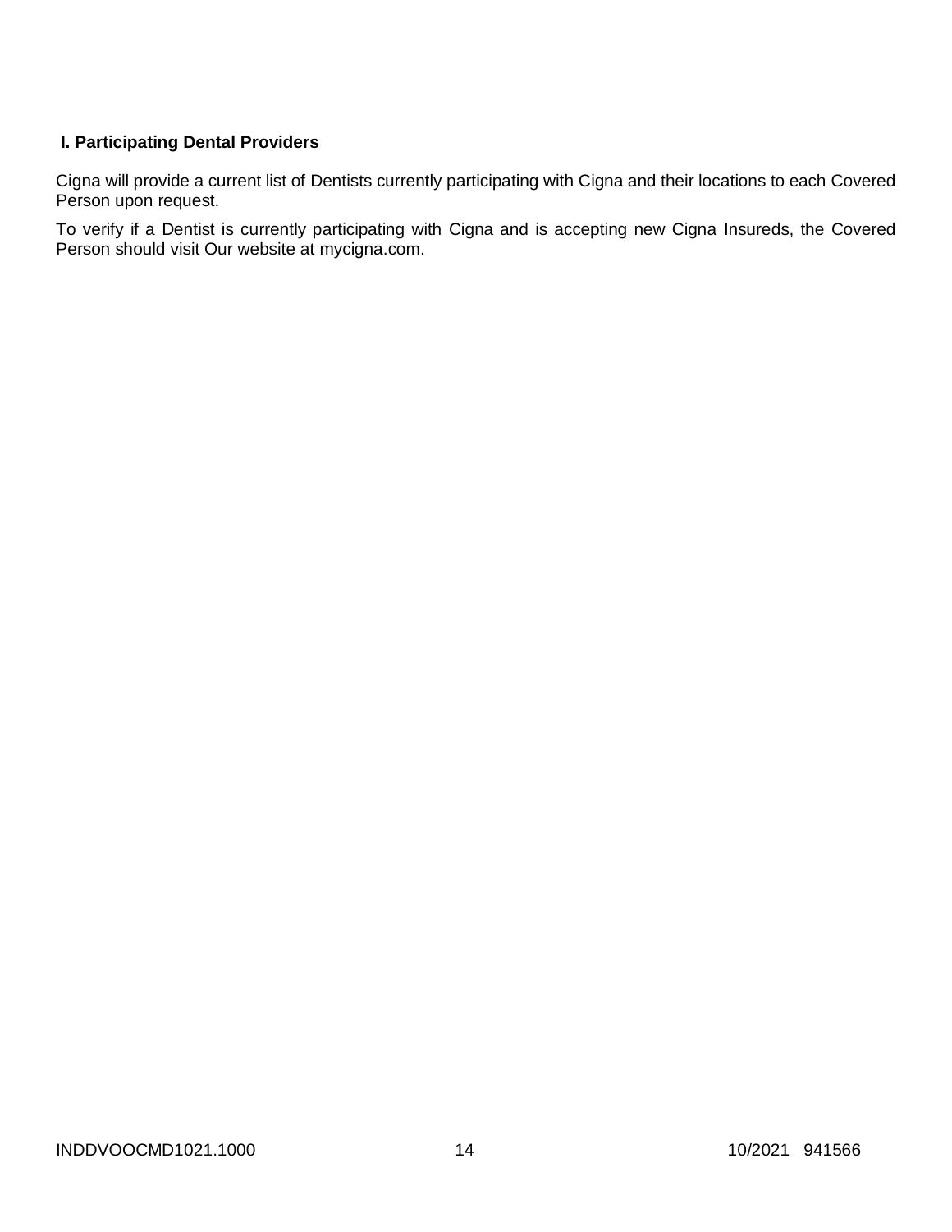### I. Participating Dental Providers

Cigna will provide a current list of Dentists currently participating with Cigna and their locations to each Covered Person upon request.

To verify if a Dentist is currently participating with Cigna and is accepting new Cigna Insureds, the Covered Person should visit Our website at mycigna.com.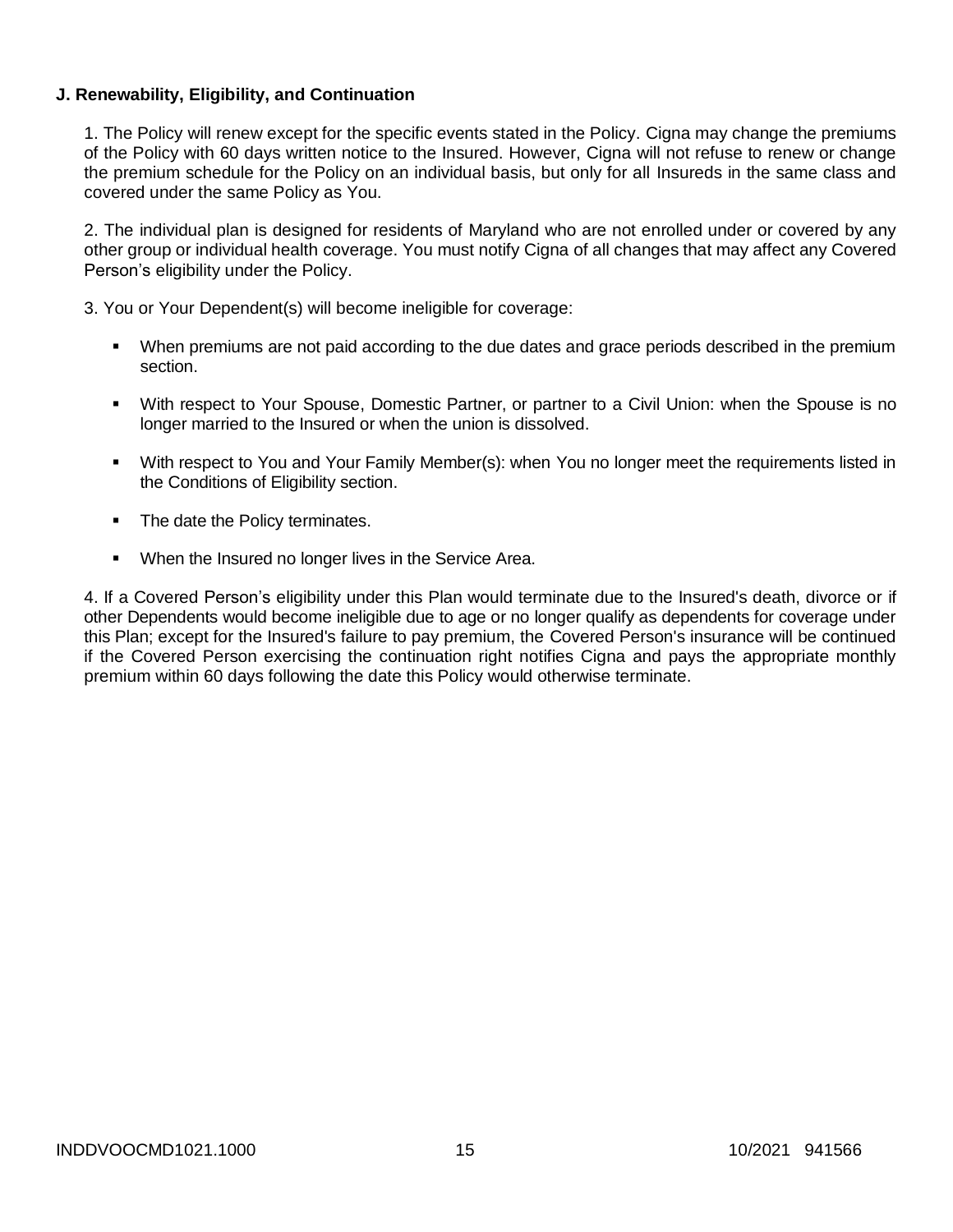**J. Renewability, Eligibility, and Continuation**

1. The Policy will renew except for the specific events stated in the Policy. Cigna may change the premiums of the Policy with 60 days written notice to the Insured. However, Cigna will not refuse to renew or change the premium schedule for the Policy on an individual basis, but only for all Insureds in the same class and covered under the same Policy as You.

2. The individual plan is designed for residents of Maryland who are not enrolled under or covered by any other group or individual health coverage. You must notify Cigna of all changes that may affect any Covered Person's eligibility under the Policy.

3. You or Your Dependent(s) will become ineligible for coverage:

- When premiums are not paid according to the due dates and grace periods described in the premium section.
- With respect to Your Spouse, Domestic Partner, or partner to a Civil Union: when the Spouse is no longer married to the Insured or when the union is dissolved.
- With respect to You and Your Family Member(s): when You no longer meet the requirements listed in the Conditions of Eligibility section.
- The date the Policy terminates.
- When the Insured no longer lives in the Service Area.

4. If a Covered Person's eligibility under this Plan would terminate due to the Insured's death, divorce or if other Dependents would become ineligible due to age or no longer qualify as dependents for coverage under this Plan; except for the Insured's failure to pay premium, the Covered Person's insurance will be continued if the Covered Person exercising the continuation right notifies Cigna and pays the appropriate monthly premium within 60 days following the date this Policy would otherwise terminate.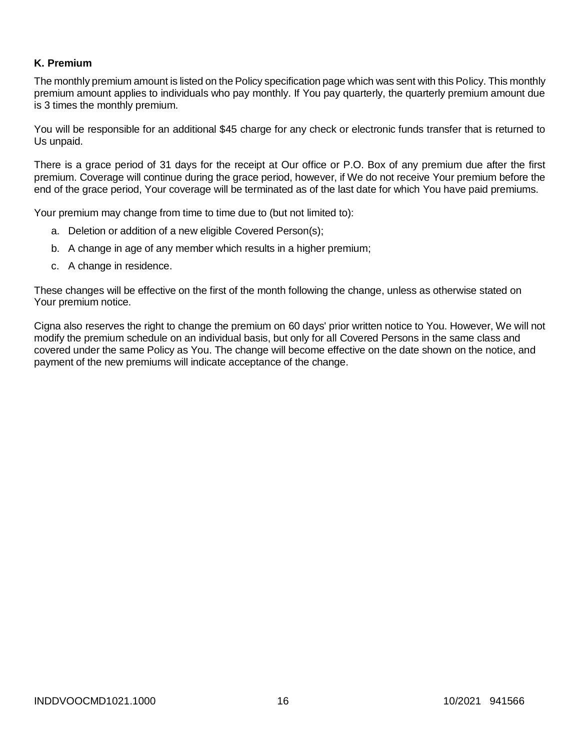**K. Premium**

The monthly premium amount is listed on the Policy specification page which was sent with this Policy. This monthly premium amount applies to individuals who pay monthly. If You pay quarterly, the quarterly premium amount due is 3 times the monthly premium.

You will be responsible for an additional $45 charge for any check or electronic funds transfer that is returned to Us unpaid.

There is a grace period of 31 days for the receipt at Our office or P.O. Box of any premium due after the first premium. Coverage will continue during the grace period, however, if We do not receive Your premium before the end of the grace period, Your coverage will be terminated as of the last date for which You have paid premiums.

Your premium may change from time to time due to (but not limited to):

a. Deletion or addition of a new eligible Covered Person(s);
b. A change in age of any member which results in a higher premium;
c. A change in residence.

These changes will be effective on the first of the month following the change, unless as otherwise stated on Your premium notice.

Cigna also reserves the right to change the premium on 60 days' prior written notice to You. However, We will not modify the premium schedule on an individual basis, but only for all Covered Persons in the same class and covered under the same Policy as You. The change will become effective on the date shown on the notice, and payment of the new premiums will indicate acceptance of the change.